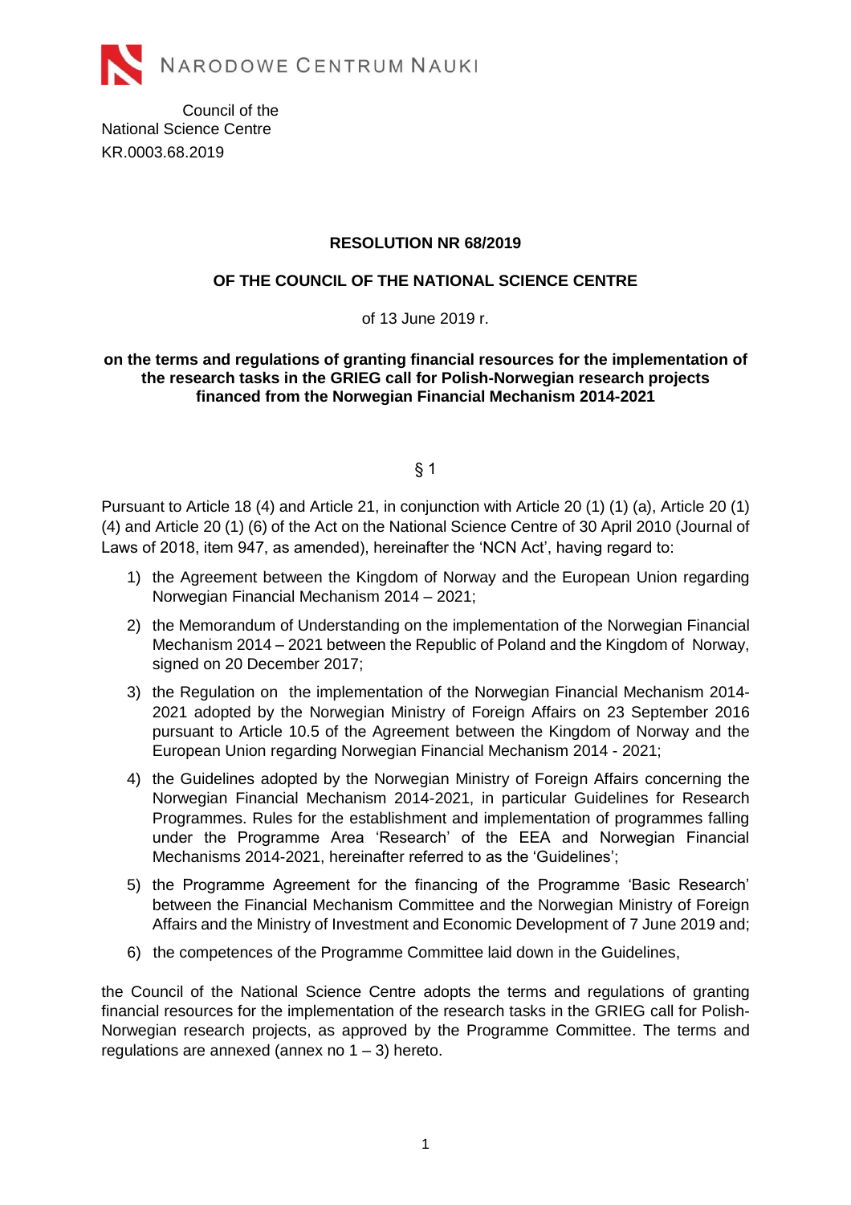NARODOWE CENTRUM NAUKI

Council of the
National Science Centre
KR.0003.68.2019

**RESOLUTION NR 68/2019**

**OF THE COUNCIL OF THE NATIONAL SCIENCE CENTRE**

of 13 June 2019 r.

**on the terms and regulations of granting financial resources for the implementation of the research tasks in the GRIEG call for Polish-Norwegian research projects financed from the Norwegian Financial Mechanism 2014-2021**

§ 1

Pursuant to Article 18 (4) and Article 21, in conjunction with Article 20 (1) (1) (a), Article 20 (1) (4) and Article 20 (1) (6) of the Act on the National Science Centre of 30 April 2010 (Journal of Laws of 2018, item 947, as amended), hereinafter the 'NCN Act', having regard to:

1) the Agreement between the Kingdom of Norway and the European Union regarding Norwegian Financial Mechanism 2014 – 2021;
2) the Memorandum of Understanding on the implementation of the Norwegian Financial Mechanism 2014 – 2021 between the Republic of Poland and the Kingdom of Norway, signed on 20 December 2017;
3) the Regulation on the implementation of the Norwegian Financial Mechanism 2014-2021 adopted by the Norwegian Ministry of Foreign Affairs on 23 September 2016 pursuant to Article 10.5 of the Agreement between the Kingdom of Norway and the European Union regarding Norwegian Financial Mechanism 2014 - 2021;
4) the Guidelines adopted by the Norwegian Ministry of Foreign Affairs concerning the Norwegian Financial Mechanism 2014-2021, in particular Guidelines for Research Programmes. Rules for the establishment and implementation of programmes falling under the Programme Area 'Research' of the EEA and Norwegian Financial Mechanisms 2014-2021, hereinafter referred to as the 'Guidelines';
5) the Programme Agreement for the financing of the Programme 'Basic Research' between the Financial Mechanism Committee and the Norwegian Ministry of Foreign Affairs and the Ministry of Investment and Economic Development of 7 June 2019 and;
6) the competences of the Programme Committee laid down in the Guidelines,

the Council of the National Science Centre adopts the terms and regulations of granting financial resources for the implementation of the research tasks in the GRIEG call for Polish-Norwegian research projects, as approved by the Programme Committee. The terms and regulations are annexed (annex no 1 – 3) hereto.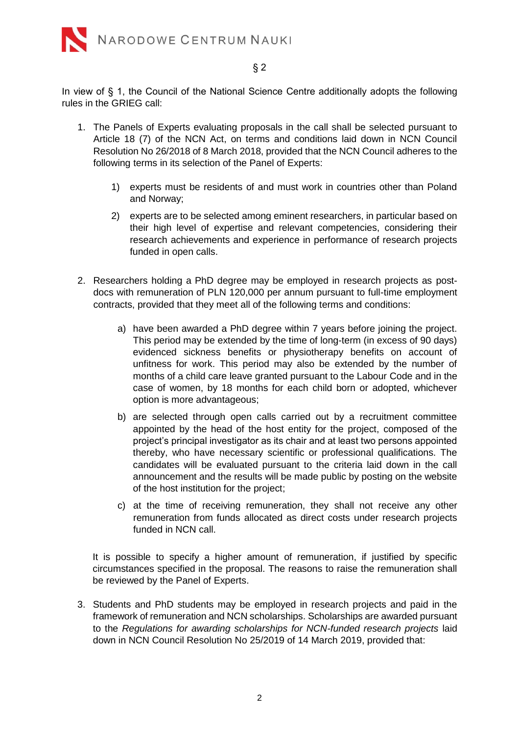§ 2

In view of § 1, the Council of the National Science Centre additionally adopts the following rules in the GRIEG call:

1. The Panels of Experts evaluating proposals in the call shall be selected pursuant to Article 18 (7) of the NCN Act, on terms and conditions laid down in NCN Council Resolution No 26/2018 of 8 March 2018, provided that the NCN Council adheres to the following terms in its selection of the Panel of Experts:

    1) experts must be residents of and must work in countries other than Poland and Norway;

    2) experts are to be selected among eminent researchers, in particular based on their high level of expertise and relevant competencies, considering their research achievements and experience in performance of research projects funded in open calls.

2. Researchers holding a PhD degree may be employed in research projects as post-docs with remuneration of PLN 120,000 per annum pursuant to full-time employment contracts, provided that they meet all of the following terms and conditions:

    a) have been awarded a PhD degree within 7 years before joining the project. This period may be extended by the time of long-term (in excess of 90 days) evidenced sickness benefits or physiotherapy benefits on account of unfitness for work. This period may also be extended by the number of months of a child care leave granted pursuant to the Labour Code and in the case of women, by 18 months for each child born or adopted, whichever option is more advantageous;

    b) are selected through open calls carried out by a recruitment committee appointed by the head of the host entity for the project, composed of the project's principal investigator as its chair and at least two persons appointed thereby, who have necessary scientific or professional qualifications. The candidates will be evaluated pursuant to the criteria laid down in the call announcement and the results will be made public by posting on the website of the host institution for the project;

    c) at the time of receiving remuneration, they shall not receive any other remuneration from funds allocated as direct costs under research projects funded in NCN call.

    It is possible to specify a higher amount of remuneration, if justified by specific circumstances specified in the proposal. The reasons to raise the remuneration shall be reviewed by the Panel of Experts.

3. Students and PhD students may be employed in research projects and paid in the framework of remuneration and NCN scholarships. Scholarships are awarded pursuant to the *Regulations for awarding scholarships for NCN-funded research projects* laid down in NCN Council Resolution No 25/2019 of 14 March 2019, provided that: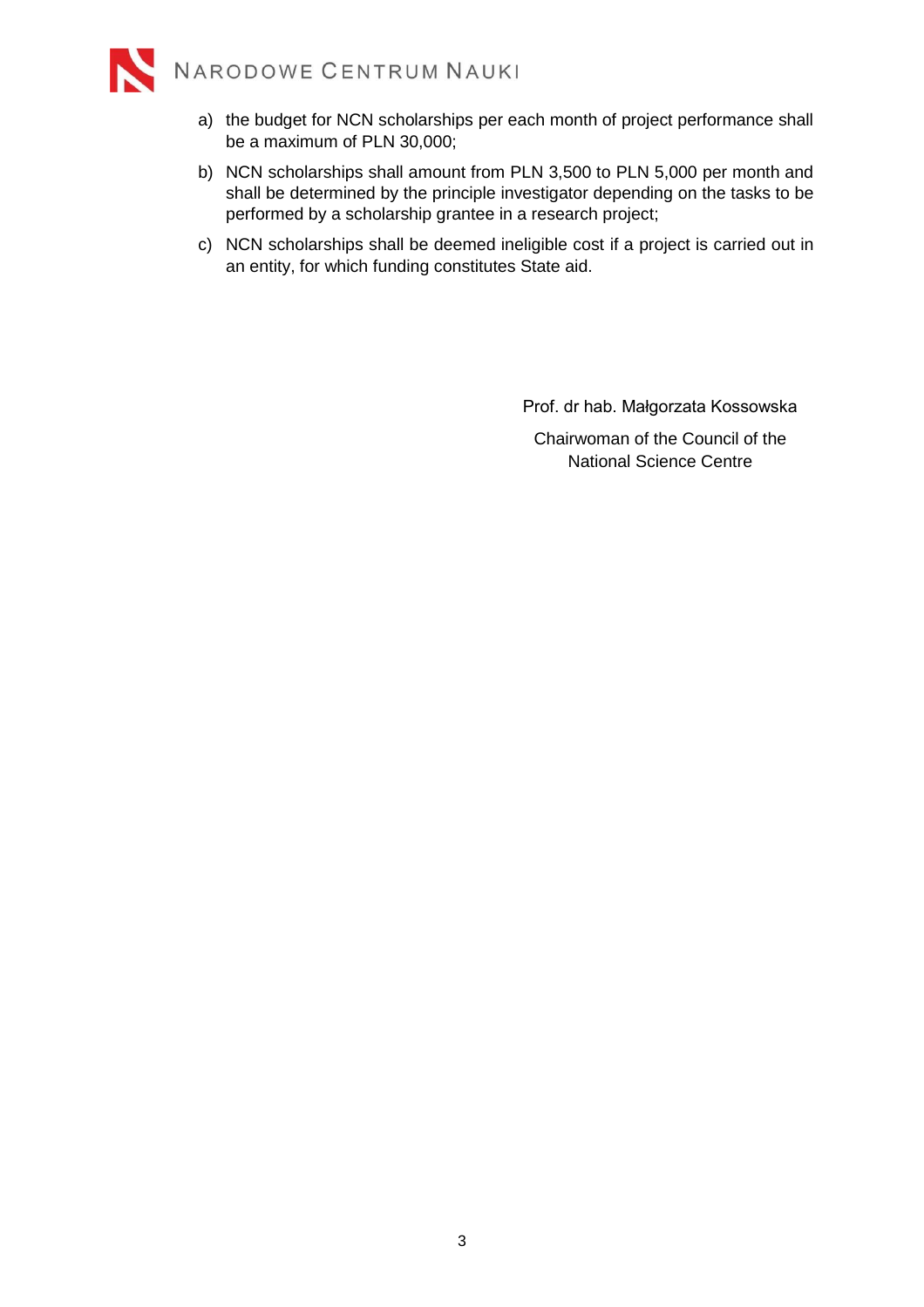a) the budget for NCN scholarships per each month of project performance shall be a maximum of PLN 30,000;

b) NCN scholarships shall amount from PLN 3,500 to PLN 5,000 per month and shall be determined by the principle investigator depending on the tasks to be performed by a scholarship grantee in a research project;

c) NCN scholarships shall be deemed ineligible cost if a project is carried out in an entity, for which funding constitutes State aid.

Prof. dr hab. Małgorzata Kossowska

Chairwoman of the Council of the National Science Centre